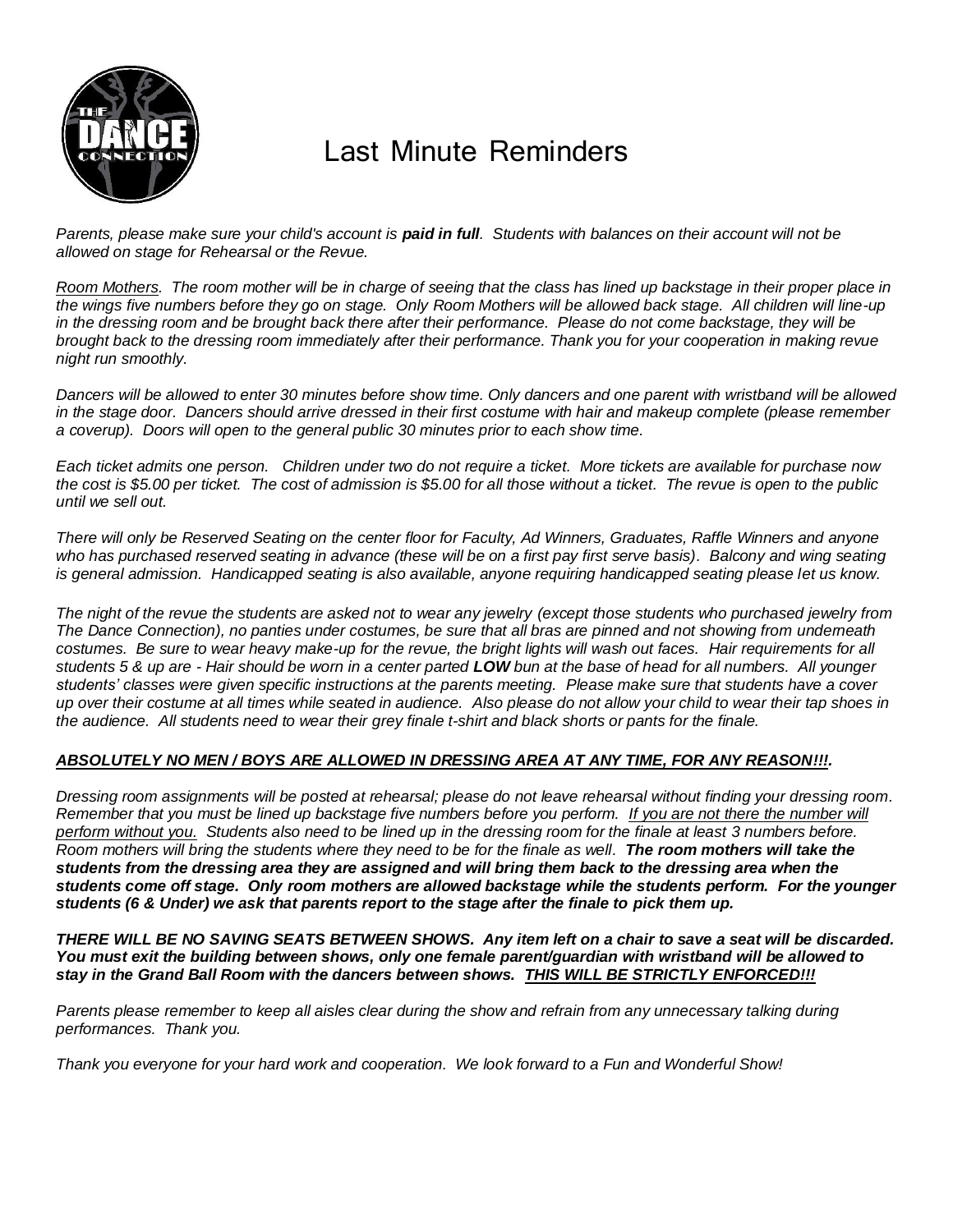# Last Minute Reminders

*Parents, please make sure your child's account is **paid in full**. Students with balances on their account will not be allowed on stage for Rehearsal or the Revue.*

*<u>Room Mothers</u>. The room mother will be in charge of seeing that the class has lined up backstage in their proper place in the wings five numbers before they go on stage. Only Room Mothers will be allowed back stage. All children will line-up in the dressing room and be brought back there after their performance. Please do not come backstage, they will be brought back to the dressing room immediately after their performance. Thank you for your cooperation in making revue night run smoothly.*

*Dancers will be allowed to enter 30 minutes before show time. Only dancers and one parent with wristband will be allowed in the stage door. Dancers should arrive dressed in their first costume with hair and makeup complete (please remember a coverup). Doors will open to the general public 30 minutes prior to each show time.*

*Each ticket admits one person. Children under two do not require a ticket. More tickets are available for purchase now the cost is $5.00 per ticket. The cost of admission is $5.00 for all those without a ticket. The revue is open to the public until we sell out.*

*There will only be Reserved Seating on the center floor for Faculty, Ad Winners, Graduates, Raffle Winners and anyone who has purchased reserved seating in advance (these will be on a first pay first serve basis). Balcony and wing seating is general admission. Handicapped seating is also available, anyone requiring handicapped seating please let us know.*

*The night of the revue the students are asked not to wear any jewelry (except those students who purchased jewelry from The Dance Connection), no panties under costumes, be sure that all bras are pinned and not showing from underneath costumes. Be sure to wear heavy make-up for the revue, the bright lights will wash out faces. Hair requirements for all students 5 & up are - Hair should be worn in a center parted **LOW** bun at the base of head for all numbers. All younger students' classes were given specific instructions at the parents meeting. Please make sure that students have a cover up over their costume at all times while seated in audience. Also please do not allow your child to wear their tap shoes in the audience. All students need to wear their grey finale t-shirt and black shorts or pants for the finale.*

***<u>ABSOLUTELY NO MEN / BOYS ARE ALLOWED IN DRESSING AREA AT ANY TIME, FOR ANY REASON!!!</u>.***

*Dressing room assignments will be posted at rehearsal; please do not leave rehearsal without finding your dressing room. Remember that you must be lined up backstage five numbers before you perform. <u>If you are not there the number will perform without you.</u> Students also need to be lined up in the dressing room for the finale at least 3 numbers before. Room mothers will bring the students where they need to be for the finale as well. **The room mothers will take the students from the dressing area they are assigned and will bring them back to the dressing area when the students come off stage. Only room mothers are allowed backstage while the students perform. For the younger students (6 & Under) we ask that parents report to the stage after the finale to pick them up.***

***THERE WILL BE NO SAVING SEATS BETWEEN SHOWS. Any item left on a chair to save a seat will be discarded. You must exit the building between shows, only one female parent/guardian with wristband will be allowed to stay in the Grand Ball Room with the dancers between shows. <u>THIS WILL BE STRICTLY ENFORCED!!!</u>***

*Parents please remember to keep all aisles clear during the show and refrain from any unnecessary talking during performances. Thank you.*

*Thank you everyone for your hard work and cooperation. We look forward to a Fun and Wonderful Show!*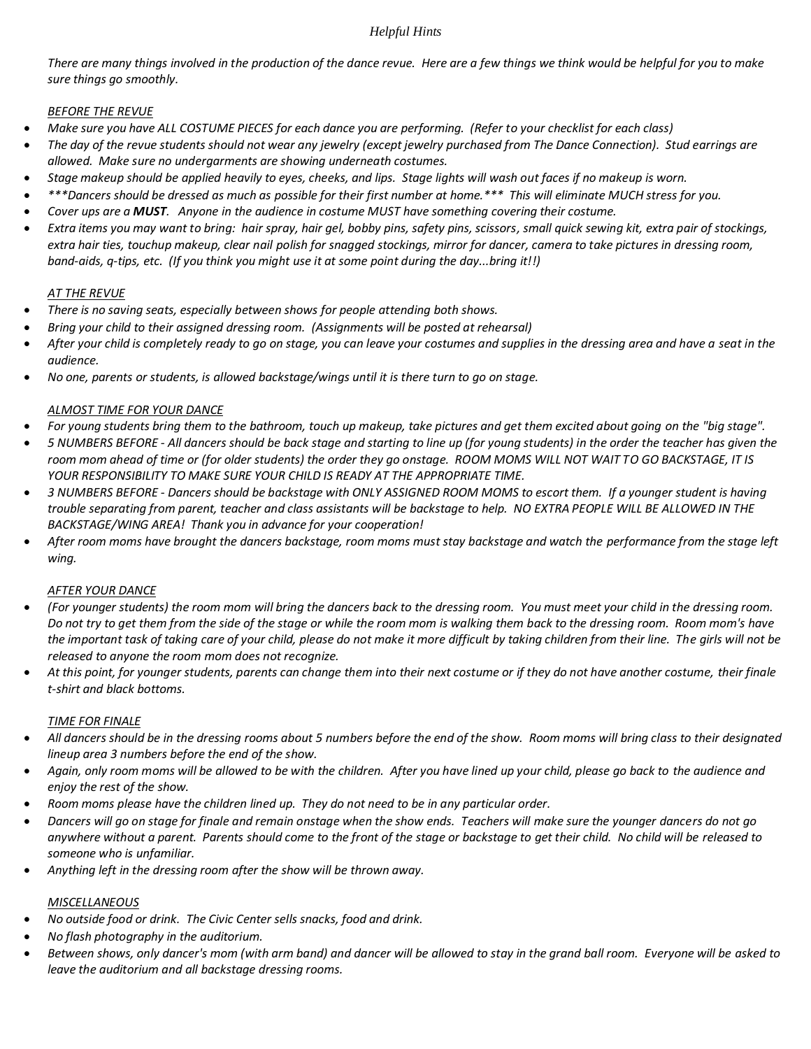# *Helpful Hints*

*There are many things involved in the production of the dance revue. Here are a few things we think would be helpful for you to make sure things go smoothly.*

## *BEFORE THE REVUE*

- *Make sure you have ALL COSTUME PIECES for each dance you are performing. (Refer to your checklist for each class)*
- *The day of the revue students should not wear any jewelry (except jewelry purchased from The Dance Connection). Stud earrings are allowed. Make sure no undergarments are showing underneath costumes.*
- *Stage makeup should be applied heavily to eyes, cheeks, and lips. Stage lights will wash out faces if no makeup is worn.*
- *\*\*\*Dancers should be dressed as much as possible for their first number at home.\*\*\* This will eliminate MUCH stress for you.*
- *Cover ups are a **MUST**. Anyone in the audience in costume MUST have something covering their costume.*
- *Extra items you may want to bring: hair spray, hair gel, bobby pins, safety pins, scissors, small quick sewing kit, extra pair of stockings, extra hair ties, touchup makeup, clear nail polish for snagged stockings, mirror for dancer, camera to take pictures in dressing room, band-aids, q-tips, etc. (If you think you might use it at some point during the day...bring it!!)*

## *AT THE REVUE*

- *There is no saving seats, especially between shows for people attending both shows.*
- *Bring your child to their assigned dressing room. (Assignments will be posted at rehearsal)*
- *After your child is completely ready to go on stage, you can leave your costumes and supplies in the dressing area and have a seat in the audience.*
- *No one, parents or students, is allowed backstage/wings until it is there turn to go on stage.*

## *ALMOST TIME FOR YOUR DANCE*

- *For young students bring them to the bathroom, touch up makeup, take pictures and get them excited about going on the "big stage".*
- *5 NUMBERS BEFORE - All dancers should be back stage and starting to line up (for young students) in the order the teacher has given the room mom ahead of time or (for older students) the order they go onstage. ROOM MOMS WILL NOT WAIT TO GO BACKSTAGE, IT IS YOUR RESPONSIBILITY TO MAKE SURE YOUR CHILD IS READY AT THE APPROPRIATE TIME.*
- *3 NUMBERS BEFORE - Dancers should be backstage with ONLY ASSIGNED ROOM MOMS to escort them. If a younger student is having trouble separating from parent, teacher and class assistants will be backstage to help. NO EXTRA PEOPLE WILL BE ALLOWED IN THE BACKSTAGE/WING AREA! Thank you in advance for your cooperation!*
- *After room moms have brought the dancers backstage, room moms must stay backstage and watch the performance from the stage left wing.*

## *AFTER YOUR DANCE*

- *(For younger students) the room mom will bring the dancers back to the dressing room. You must meet your child in the dressing room. Do not try to get them from the side of the stage or while the room mom is walking them back to the dressing room. Room mom's have the important task of taking care of your child, please do not make it more difficult by taking children from their line. The girls will not be released to anyone the room mom does not recognize.*
- *At this point, for younger students, parents can change them into their next costume or if they do not have another costume, their finale t-shirt and black bottoms.*

## *TIME FOR FINALE*

- *All dancers should be in the dressing rooms about 5 numbers before the end of the show. Room moms will bring class to their designated lineup area 3 numbers before the end of the show.*
- *Again, only room moms will be allowed to be with the children. After you have lined up your child, please go back to the audience and enjoy the rest of the show.*
- *Room moms please have the children lined up. They do not need to be in any particular order.*
- *Dancers will go on stage for finale and remain onstage when the show ends. Teachers will make sure the younger dancers do not go anywhere without a parent. Parents should come to the front of the stage or backstage to get their child. No child will be released to someone who is unfamiliar.*
- *Anything left in the dressing room after the show will be thrown away.*

## *MISCELLANEOUS*

- *No outside food or drink. The Civic Center sells snacks, food and drink.*
- *No flash photography in the auditorium.*
- *Between shows, only dancer's mom (with arm band) and dancer will be allowed to stay in the grand ball room. Everyone will be asked to leave the auditorium and all backstage dressing rooms.*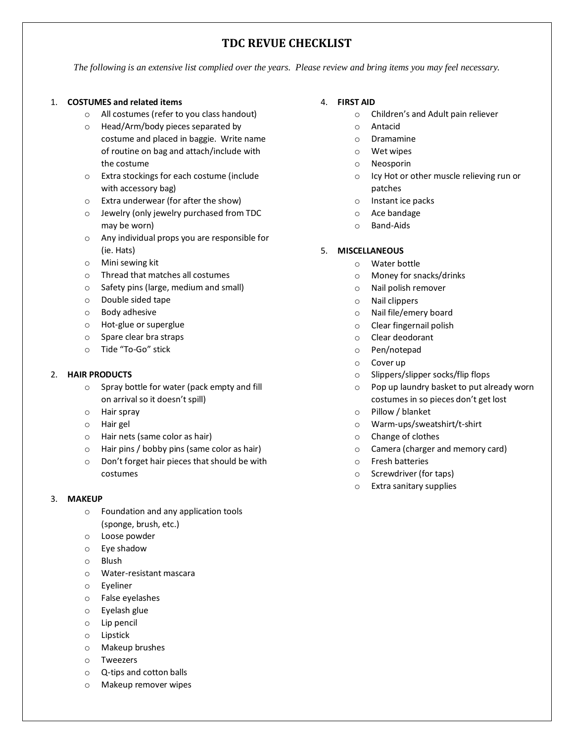# TDC REVUE CHECKLIST

*The following is an extensive list complied over the years. Please review and bring items you may feel necessary.*

1. **COSTUMES and related items**
   - All costumes (refer to you class handout)
   - Head/Arm/body pieces separated by costume and placed in baggie. Write name of routine on bag and attach/include with the costume
   - Extra stockings for each costume (include with accessory bag)
   - Extra underwear (for after the show)
   - Jewelry (only jewelry purchased from TDC may be worn)
   - Any individual props you are responsible for (ie. Hats)
   - Mini sewing kit
   - Thread that matches all costumes
   - Safety pins (large, medium and small)
   - Double sided tape
   - Body adhesive
   - Hot-glue or superglue
   - Spare clear bra straps
   - Tide "To-Go" stick

2. **HAIR PRODUCTS**
   - Spray bottle for water (pack empty and fill on arrival so it doesn't spill)
   - Hair spray
   - Hair gel
   - Hair nets (same color as hair)
   - Hair pins / bobby pins (same color as hair)
   - Don't forget hair pieces that should be with costumes

3. **MAKEUP**
   - Foundation and any application tools (sponge, brush, etc.)
   - Loose powder
   - Eye shadow
   - Blush
   - Water-resistant mascara
   - Eyeliner
   - False eyelashes
   - Eyelash glue
   - Lip pencil
   - Lipstick
   - Makeup brushes
   - Tweezers
   - Q-tips and cotton balls
   - Makeup remover wipes

4. **FIRST AID**
   - Children's and Adult pain reliever
   - Antacid
   - Dramamine
   - Wet wipes
   - Neosporin
   - Icy Hot or other muscle relieving run or patches
   - Instant ice packs
   - Ace bandage
   - Band-Aids

5. **MISCELLANEOUS**
   - Water bottle
   - Money for snacks/drinks
   - Nail polish remover
   - Nail clippers
   - Nail file/emery board
   - Clear fingernail polish
   - Clear deodorant
   - Pen/notepad
   - Cover up
   - Slippers/slipper socks/flip flops
   - Pop up laundry basket to put already worn costumes in so pieces don't get lost
   - Pillow / blanket
   - Warm-ups/sweatshirt/t-shirt
   - Change of clothes
   - Camera (charger and memory card)
   - Fresh batteries
   - Screwdriver (for taps)
   - Extra sanitary supplies